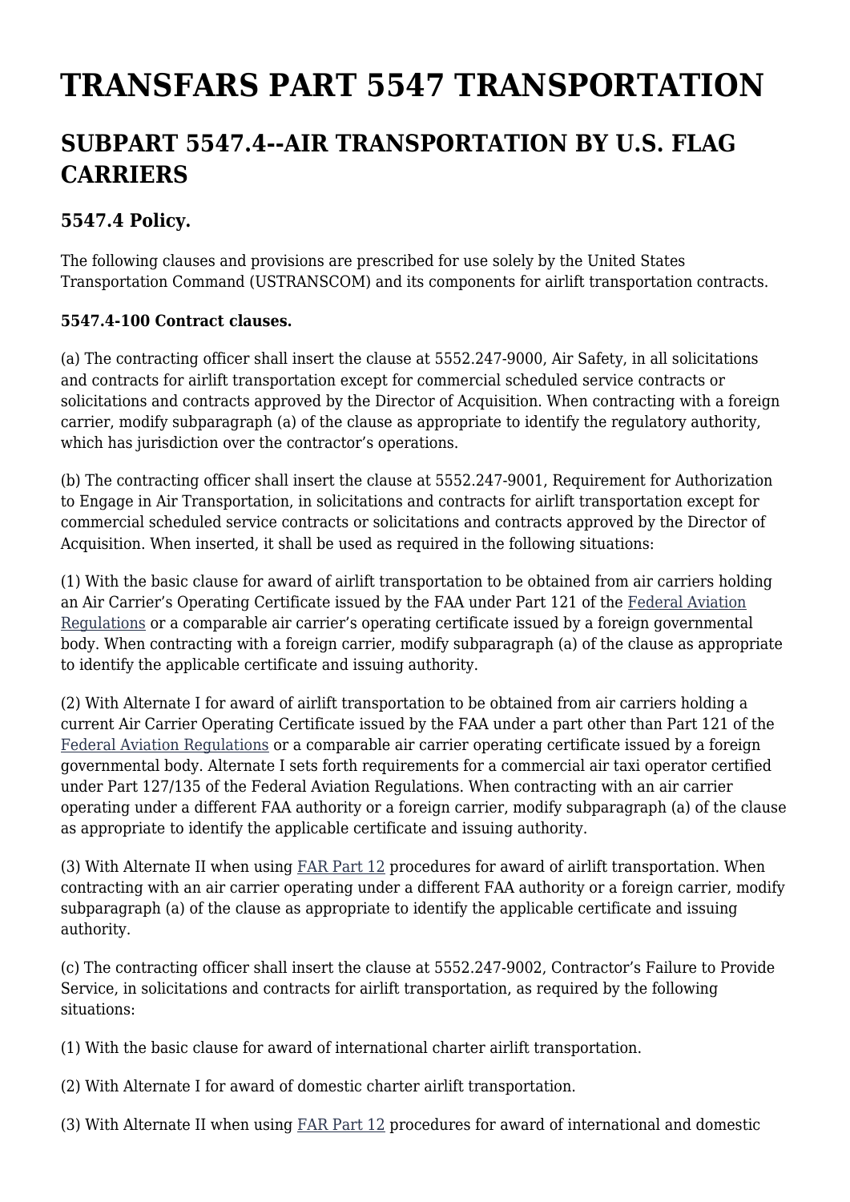# TRANSFARS PART 5547 TRANSPORTATION

## SUBPART 5547.4--AIR TRANSPORTATION BY U.S. FLAG CARRIERS

### 5547.4 Policy.

The following clauses and provisions are prescribed for use solely by the United States Transportation Command (USTRANSCOM) and its components for airlift transportation contracts.

**5547.4-100 Contract clauses.**

(a) The contracting officer shall insert the clause at 5552.247-9000, Air Safety, in all solicitations and contracts for airlift transportation except for commercial scheduled service contracts or solicitations and contracts approved by the Director of Acquisition. When contracting with a foreign carrier, modify subparagraph (a) of the clause as appropriate to identify the regulatory authority, which has jurisdiction over the contractor's operations.

(b) The contracting officer shall insert the clause at 5552.247-9001, Requirement for Authorization to Engage in Air Transportation, in solicitations and contracts for airlift transportation except for commercial scheduled service contracts or solicitations and contracts approved by the Director of Acquisition. When inserted, it shall be used as required in the following situations:

(1) With the basic clause for award of airlift transportation to be obtained from air carriers holding an Air Carrier's Operating Certificate issued by the FAA under Part 121 of the Federal Aviation Regulations or a comparable air carrier's operating certificate issued by a foreign governmental body. When contracting with a foreign carrier, modify subparagraph (a) of the clause as appropriate to identify the applicable certificate and issuing authority.

(2) With Alternate I for award of airlift transportation to be obtained from air carriers holding a current Air Carrier Operating Certificate issued by the FAA under a part other than Part 121 of the Federal Aviation Regulations or a comparable air carrier operating certificate issued by a foreign governmental body. Alternate I sets forth requirements for a commercial air taxi operator certified under Part 127/135 of the Federal Aviation Regulations. When contracting with an air carrier operating under a different FAA authority or a foreign carrier, modify subparagraph (a) of the clause as appropriate to identify the applicable certificate and issuing authority.

(3) With Alternate II when using FAR Part 12 procedures for award of airlift transportation. When contracting with an air carrier operating under a different FAA authority or a foreign carrier, modify subparagraph (a) of the clause as appropriate to identify the applicable certificate and issuing authority.

(c) The contracting officer shall insert the clause at 5552.247-9002, Contractor's Failure to Provide Service, in solicitations and contracts for airlift transportation, as required by the following situations:

(1) With the basic clause for award of international charter airlift transportation.

(2) With Alternate I for award of domestic charter airlift transportation.

(3) With Alternate II when using FAR Part 12 procedures for award of international and domestic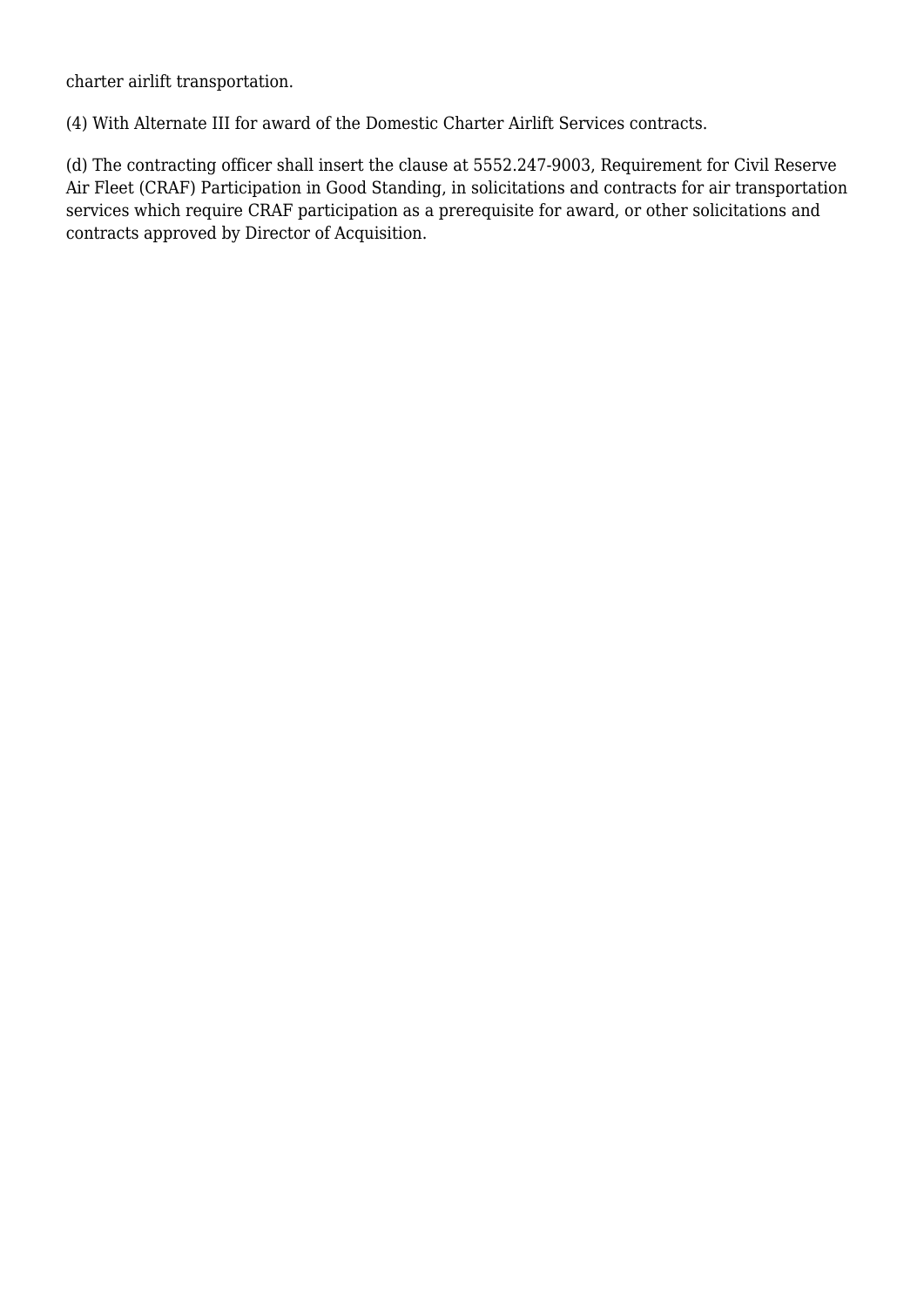charter airlift transportation.

(4) With Alternate III for award of the Domestic Charter Airlift Services contracts.

(d) The contracting officer shall insert the clause at 5552.247-9003, Requirement for Civil Reserve Air Fleet (CRAF) Participation in Good Standing, in solicitations and contracts for air transportation services which require CRAF participation as a prerequisite for award, or other solicitations and contracts approved by Director of Acquisition.